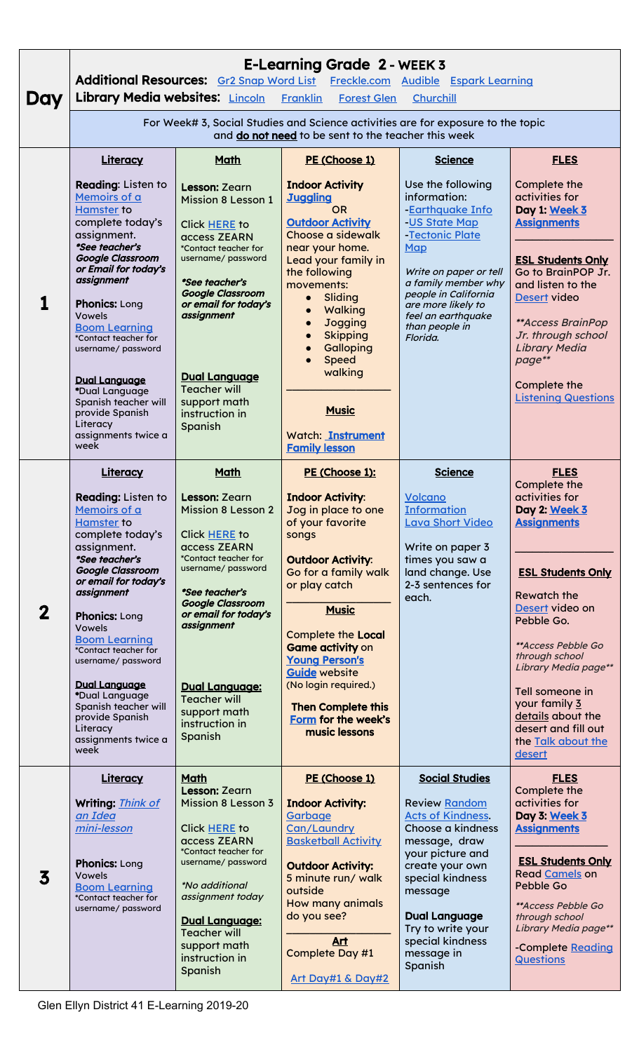# E-Learning Grade 2 - WEEK 3

**Additional Resources:** Gr2 Snap Word List Freckle.com Audible Espark Learning

**Library Media websites:** Lincoln Franklin Forest Glen Churchill

For Week# 3, Social Studies and Science activities are for exposure to the topic and **do not need** to be sent to the teacher this week

| Day | Literacy | Math | PE (Choose 1) | Science / Social Studies | FLES |
|---|---|---|---|---|---|
| **1** | **Literacy**<br><br>**Reading**: Listen to Memoirs of a Hamster to complete today's assignment.<br>***See teacher's Google Classroom or Email for today's assignment***<br><br>**Phonics:** Long Vowels<br>Boom Learning<br>*Contact teacher for username/ password<br><br>**Dual Language**<br>*Dual Language Spanish teacher will provide Spanish Literacy assignments twice a week | **Math**<br><br>**Lesson:** Zearn Mission 8 Lesson 1<br><br>Click HERE to access ZEARN<br>*Contact teacher for username/ password<br><br>***See teacher's Google Classroom or email for today's assignment***<br><br>**Dual Language**<br>Teacher will support math instruction in Spanish | **PE (Choose 1)**<br><br>**Indoor Activity**<br>**Juggling**<br>OR<br>**Outdoor Activity**<br>Choose a sidewalk near your home. Lead your family in the following movements:<br>• Sliding<br>• Walking<br>• Jogging<br>• Skipping<br>• Galloping<br>• Speed walking<br><br>**Music**<br><br>Watch: **Instrument Family lesson** | **Science**<br><br>Use the following information:<br>-Earthquake Info<br>-US State Map<br>-Tectonic Plate Map<br><br>*Write on paper or tell a family member why people in California are more likely to feel an earthquake than people in Florida.* | **FLES**<br><br>Complete the activities for **Day 1: Week 3 Assignments**<br><br>**ESL Students Only**<br>Go to BrainPOP Jr. and listen to the Desert video<br><br>***Access BrainPop Jr. through school Library Media page***<br><br>Complete the Listening Questions |
| **2** | **Literacy**<br><br>**Reading:** Listen to Memoirs of a Hamster to complete today's assignment.<br>***See teacher's Google Classroom or email for today's assignment***<br><br>**Phonics:** Long Vowels<br>Boom Learning<br>*Contact teacher for username/ password<br><br>**Dual Language**<br>*Dual Language Spanish teacher will provide Spanish Literacy assignments twice a week | **Math**<br><br>**Lesson:** Zearn Mission 8 Lesson 2<br><br>Click HERE to access ZEARN<br>*Contact teacher for username/ password<br><br>***See teacher's Google Classroom or email for today's assignment***<br><br>**Dual Language:**<br>Teacher will support math instruction in Spanish | **PE (Choose 1):**<br><br>**Indoor Activity**:<br>Jog in place to one of your favorite songs<br><br>**Outdoor Activity**:<br>Go for a family walk or play catch<br><br>**Music**<br><br>Complete the **Local Game activity** on **Young Person's Guide** website<br>(No login required.)<br><br>**Then Complete this Form for the week's music lessons** | **Science**<br><br>Volcano Information<br>Lava Short Video<br><br>Write on paper 3 times you saw a land change. Use 2-3 sentences for each. | **FLES**<br>Complete the activities for **Day 2: Week 3 Assignments**<br><br>**ESL Students Only**<br><br>Rewatch the Desert video on Pebble Go.<br><br>***Access Pebble Go through school Library Media page***<br><br>Tell someone in your family 3 details about the desert and fill out the Talk about the desert |
| **3** | **Literacy**<br><br>**Writing:** *Think of an Idea mini-lesson*<br><br>**Phonics:** Long Vowels<br>Boom Learning<br>*Contact teacher for username/ password | **Math**<br>**Lesson:** Zearn Mission 8 Lesson 3<br><br>Click HERE to access ZEARN<br>*Contact teacher for username/ password<br><br>**No additional assignment today*<br><br>**Dual Language:**<br>Teacher will support math instruction in Spanish | **PE (Choose 1)**<br><br>**Indoor Activity:**<br>Garbage Can/Laundry Basketball Activity<br><br>**Outdoor Activity:**<br>5 minute run/ walk outside<br>How many animals do you see?<br><br>**Art**<br>Complete Day #1<br><br>Art Day#1 & Day#2 | **Social Studies**<br><br>Review Random Acts of Kindness. Choose a kindness message, draw your picture and create your own special kindness message<br><br>**Dual Language**<br>Try to write your special kindness message in Spanish | **FLES**<br>Complete the activities for **Day 3: Week 3 Assignments**<br><br>**ESL Students Only**<br>Read Camels on Pebble Go<br><br>***Access Pebble Go through school Library Media page***<br><br>-Complete Reading Questions |

Glen Ellyn District 41 E-Learning 2019-20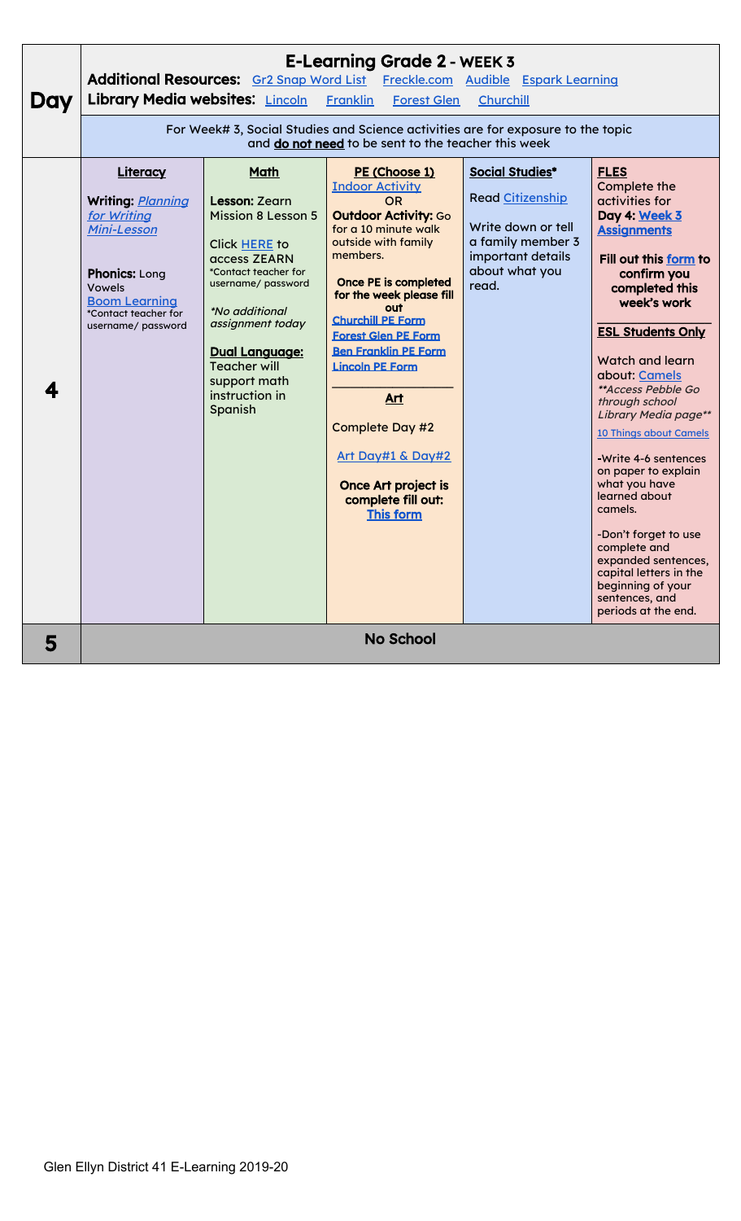| Day | E-Learning Grade 2 - WEEK 3<br>**Additional Resources:** Gr2 Snap Word List Freckle.com Audible Espark Learning<br>**Library Media websites:** Lincoln Franklin Forest Glen Churchill | | | | |
|---|---|---|---|---|---|
| | For Week# 3, Social Studies and Science activities are for exposure to the topic and **do not need** to be sent to the teacher this week | | | | |
| 4 | **Literacy**<br><br>**Writing:** *Planning for Writing Mini-Lesson*<br><br>**Phonics:** Long Vowels<br>Boom Learning<br>*Contact teacher for username/ password | **Math**<br><br>**Lesson:** Zearn Mission 8 Lesson 5<br><br>Click HERE to access ZEARN<br>*Contact teacher for username/ password<br><br>*\*No additional assignment today*<br><br>**Dual Language:** Teacher will support math instruction in Spanish | **PE (Choose 1)**<br>Indoor Activity<br>OR<br>**Outdoor Activity:** Go for a 10 minute walk outside with family members.<br><br>**Once PE is completed for the week please fill out**<br>Churchill PE Form<br>Forest Glen PE Form<br>Ben Franklin PE Form<br>Lincoln PE Form<br><br>**Art**<br><br>Complete Day #2<br><br>Art Day#1 & Day#2<br><br>**Once Art project is complete fill out:**<br>This form | **Social Studies***<br><br>Read Citizenship<br><br>Write down or tell a family member 3 important details about what you read. | **FLES**<br>Complete the activities for **Day 4: Week 3 Assignments**<br><br>**Fill out this form to confirm you completed this week's work**<br><br>**ESL Students Only**<br><br>Watch and learn about: Camels<br>*\*\*Access Pebble Go through school Library Media page\*\**<br>10 Things about Camels<br><br>-Write 4-6 sentences on paper to explain what you have learned about camels.<br><br>-Don't forget to use complete and expanded sentences, capital letters in the beginning of your sentences, and periods at the end. |
| 5 | **No School** | | | | |

Glen Ellyn District 41 E-Learning 2019-20